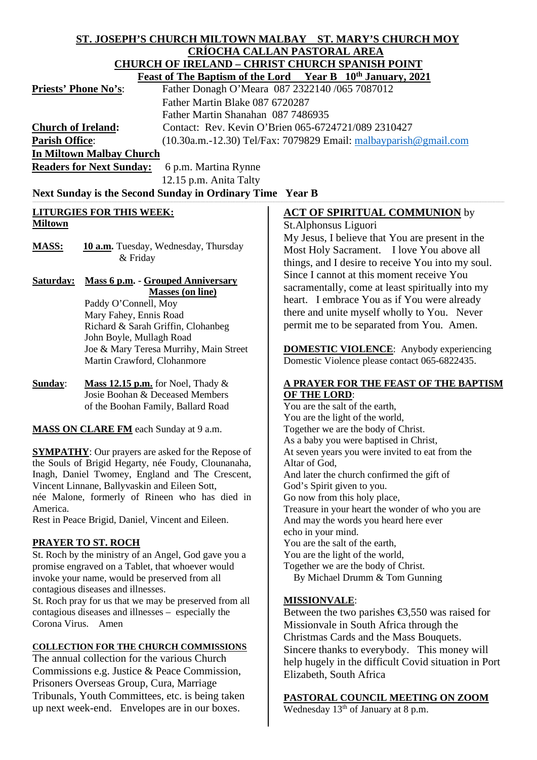# ST. JOSEPH'S CHURCH MILTOWN MALBAY ST. MARY'S CHURCH MOY

## CRÍOCHA CALLAN PASTORAL AREA

## CHURCH OF IRELAND – CHRIST CHURCH SPANISH POINT

**Feast of The Baptism of the Lord Year B 10th January, 2021**

**Priests' Phone No's**: Father Donagh O'Meara 087 2322140 /065 7087012
Father Martin Blake 087 6720287
Father Martin Shanahan 087 7486935

**Church of Ireland:** Contact: Rev. Kevin O'Brien 065-6724721/089 2310427

**Parish Office**: (10.30a.m.-12.30) Tel/Fax: 7079829 Email: malbayparish@gmail.com

**In Miltown Malbay Church**

**Readers for Next Sunday:** 6 p.m. Martina Rynne
12.15 p.m. Anita Talty

**Next Sunday is the Second Sunday in Ordinary Time Year B**

**LITURGIES FOR THIS WEEK:**

**Miltown**

**MASS:** **10 a.m.** Tuesday, Wednesday, Thursday & Friday

**Saturday:** **Mass 6 p.m. - Grouped Anniversary Masses (on line)**
Paddy O'Connell, Moy
Mary Fahey, Ennis Road
Richard & Sarah Griffin, Clohanbeg
John Boyle, Mullagh Road
Joe & Mary Teresa Murrihy, Main Street
Martin Crawford, Clohanmore

**Sunday**: **Mass 12.15 p.m.** for Noel, Thady & Josie Boohan & Deceased Members of the Boohan Family, Ballard Road

**MASS ON CLARE FM** each Sunday at 9 a.m.

**SYMPATHY**: Our prayers are asked for the Repose of the Souls of Brigid Hegarty, née Foudy, Clounanaha, Inagh, Daniel Twomey, England and The Crescent, Vincent Linnane, Ballyvaskin and Eileen Sott, née Malone, formerly of Rineen who has died in America.
Rest in Peace Brigid, Daniel, Vincent and Eileen.

**PRAYER TO ST. ROCH**

St. Roch by the ministry of an Angel, God gave you a promise engraved on a Tablet, that whoever would invoke your name, would be preserved from all contagious diseases and illnesses.
St. Roch pray for us that we may be preserved from all contagious diseases and illnesses – especially the Corona Virus. Amen

**COLLECTION FOR THE CHURCH COMMISSIONS**

The annual collection for the various Church Commissions e.g. Justice & Peace Commission, Prisoners Overseas Group, Cura, Marriage Tribunals, Youth Committees, etc. is being taken up next week-end. Envelopes are in our boxes.

**ACT OF SPIRITUAL COMMUNION** by St.Alphonsus Liguori

My Jesus, I believe that You are present in the Most Holy Sacrament. I love You above all things, and I desire to receive You into my soul. Since I cannot at this moment receive You sacramentally, come at least spiritually into my heart. I embrace You as if You were already there and unite myself wholly to You. Never permit me to be separated from You. Amen.

**DOMESTIC VIOLENCE**: Anybody experiencing Domestic Violence please contact 065-6822435.

**A PRAYER FOR THE FEAST OF THE BAPTISM OF THE LORD**:

You are the salt of the earth,
You are the light of the world,
Together we are the body of Christ.
As a baby you were baptised in Christ,
At seven years you were invited to eat from the Altar of God,
And later the church confirmed the gift of God's Spirit given to you.
Go now from this holy place,
Treasure in your heart the wonder of who you are
And may the words you heard here ever echo in your mind.
You are the salt of the earth,
You are the light of the world,
Together we are the body of Christ.
By Michael Drumm & Tom Gunning

**MISSIONVALE**:

Between the two parishes €3,550 was raised for Missionvale in South Africa through the Christmas Cards and the Mass Bouquets. Sincere thanks to everybody. This money will help hugely in the difficult Covid situation in Port Elizabeth, South Africa

**PASTORAL COUNCIL MEETING ON ZOOM**

Wednesday 13th of January at 8 p.m.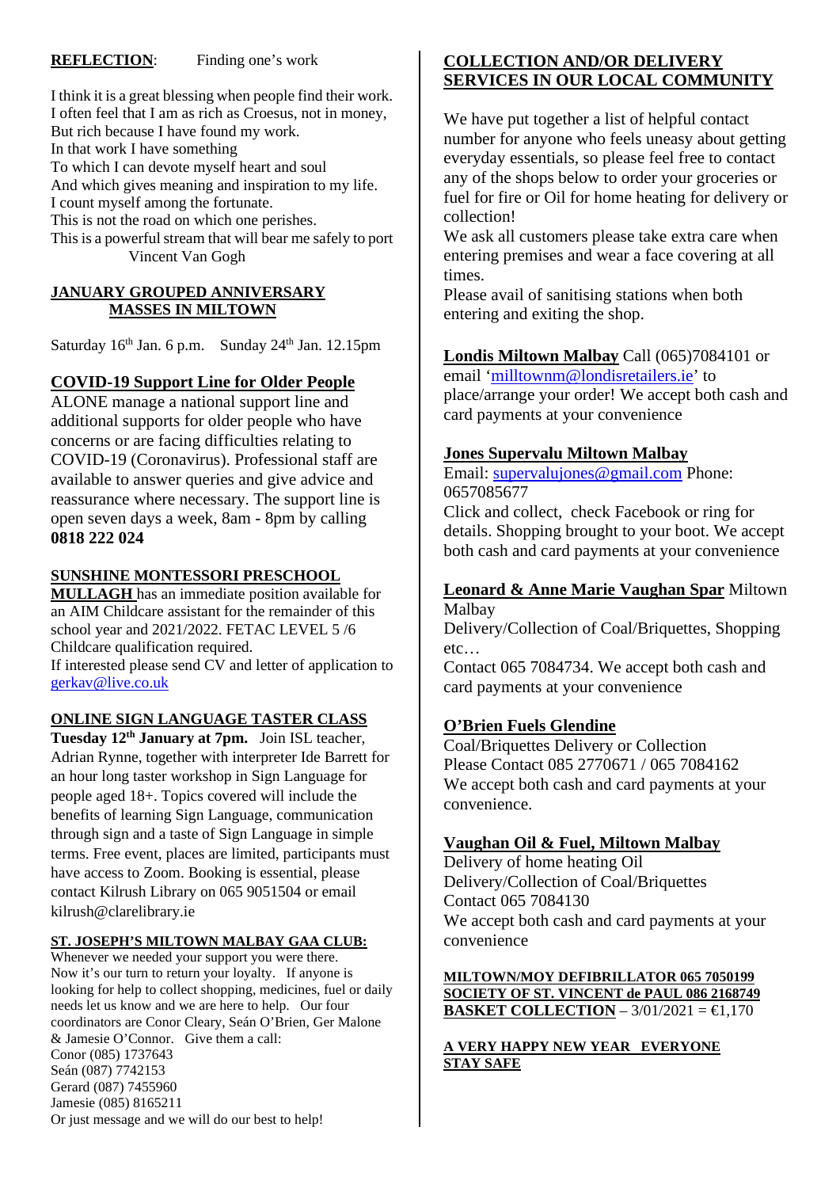**REFLECTION**: Finding one's work

I think it is a great blessing when people find their work.
I often feel that I am as rich as Croesus, not in money,
But rich because I have found my work.
In that work I have something
To which I can devote myself heart and soul
And which gives meaning and inspiration to my life.
I count myself among the fortunate.
This is not the road on which one perishes.
This is a powerful stream that will bear me safely to port
Vincent Van Gogh

## JANUARY GROUPED ANNIVERSARY MASSES IN MILTOWN

Saturday 16th Jan. 6 p.m. Sunday 24th Jan. 12.15pm

## COVID-19 Support Line for Older People

ALONE manage a national support line and additional supports for older people who have concerns or are facing difficulties relating to COVID-19 (Coronavirus). Professional staff are available to answer queries and give advice and reassurance where necessary. The support line is open seven days a week, 8am - 8pm by calling **0818 222 024**

## SUNSHINE MONTESSORI PRESCHOOL MULLAGH

**SUNSHINE MONTESSORI PRESCHOOL MULLAGH** has an immediate position available for an AIM Childcare assistant for the remainder of this school year and 2021/2022. FETAC LEVEL 5 /6 Childcare qualification required.
If interested please send CV and letter of application to gerkav@live.co.uk

## ONLINE SIGN LANGUAGE TASTER CLASS

**Tuesday 12th January at 7pm.** Join ISL teacher, Adrian Rynne, together with interpreter Ide Barrett for an hour long taster workshop in Sign Language for people aged 18+. Topics covered will include the benefits of learning Sign Language, communication through sign and a taste of Sign Language in simple terms. Free event, places are limited, participants must have access to Zoom. Booking is essential, please contact Kilrush Library on 065 9051504 or email kilrush@clarelibrary.ie

## ST. JOSEPH'S MILTOWN MALBAY GAA CLUB:

Whenever we needed your support you were there.
Now it's our turn to return your loyalty. If anyone is looking for help to collect shopping, medicines, fuel or daily needs let us know and we are here to help. Our four coordinators are Conor Cleary, Seán O'Brien, Ger Malone & Jamesie O'Connor. Give them a call:
Conor (085) 1737643
Seán (087) 7742153
Gerard (087) 7455960
Jamesie (085) 8165211
Or just message and we will do our best to help!

## COLLECTION AND/OR DELIVERY SERVICES IN OUR LOCAL COMMUNITY

We have put together a list of helpful contact number for anyone who feels uneasy about getting everyday essentials, so please feel free to contact any of the shops below to order your groceries or fuel for fire or Oil for home heating for delivery or collection!
We ask all customers please take extra care when entering premises and wear a face covering at all times.
Please avail of sanitising stations when both entering and exiting the shop.

**Londis Miltown Malbay** Call (065)7084101 or email 'milltownm@londisretailers.ie' to place/arrange your order! We accept both cash and card payments at your convenience

**Jones Supervalu Miltown Malbay**
Email: supervalujones@gmail.com Phone: 0657085677
Click and collect, check Facebook or ring for details. Shopping brought to your boot. We accept both cash and card payments at your convenience

**Leonard & Anne Marie Vaughan Spar** Miltown Malbay
Delivery/Collection of Coal/Briquettes, Shopping etc…
Contact 065 7084734. We accept both cash and card payments at your convenience

**O'Brien Fuels Glendine**
Coal/Briquettes Delivery or Collection
Please Contact 085 2770671 / 065 7084162
We accept both cash and card payments at your convenience.

**Vaughan Oil & Fuel, Miltown Malbay**
Delivery of home heating Oil
Delivery/Collection of Coal/Briquettes
Contact 065 7084130
We accept both cash and card payments at your convenience

**MILTOWN/MOY DEFIBRILLATOR 065 7050199**
**SOCIETY OF ST. VINCENT de PAUL 086 2168749**
**BASKET COLLECTION** – 3/01/2021 = €1,170

**A VERY HAPPY NEW YEAR EVERYONE**
**STAY SAFE**